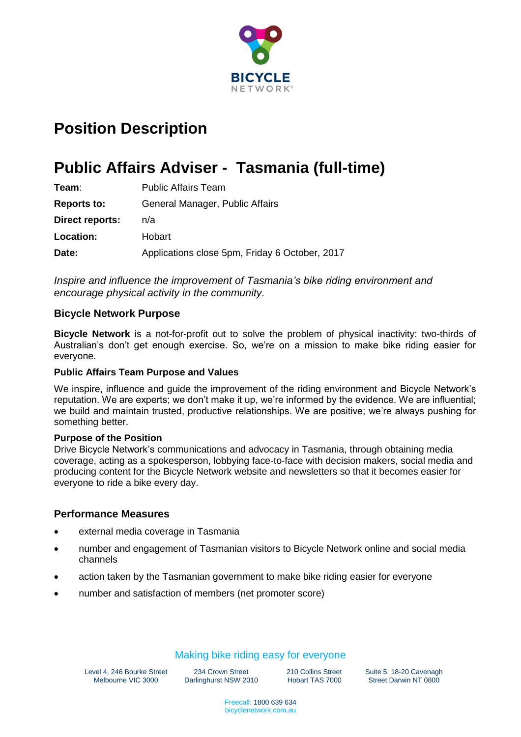BICYCLE NETWORK

# Position Description

# Public Affairs Adviser - Tasmania (full-time)

**Team**: Public Affairs Team

**Reports to:** General Manager, Public Affairs

**Direct reports:** n/a

**Location:** Hobart

**Date:** Applications close 5pm, Friday 6 October, 2017

*Inspire and influence the improvement of Tasmania's bike riding environment and encourage physical activity in the community.*

### Bicycle Network Purpose

**Bicycle Network** is a not-for-profit out to solve the problem of physical inactivity: two-thirds of Australian's don't get enough exercise. So, we're on a mission to make bike riding easier for everyone.

#### Public Affairs Team Purpose and Values

We inspire, influence and guide the improvement of the riding environment and Bicycle Network's reputation. We are experts; we don't make it up, we're informed by the evidence. We are influential; we build and maintain trusted, productive relationships. We are positive; we're always pushing for something better.

#### Purpose of the Position

Drive Bicycle Network's communications and advocacy in Tasmania, through obtaining media coverage, acting as a spokesperson, lobbying face-to-face with decision makers, social media and producing content for the Bicycle Network website and newsletters so that it becomes easier for everyone to ride a bike every day.

### Performance Measures

- external media coverage in Tasmania
- number and engagement of Tasmanian visitors to Bicycle Network online and social media channels
- action taken by the Tasmanian government to make bike riding easier for everyone
- number and satisfaction of members (net promoter score)

Making bike riding easy for everyone

Level 4, 246 Bourke Street Melbourne VIC 3000 | 234 Crown Street Darlinghurst NSW 2010 | 210 Collins Street Hobart TAS 7000 | Suite 5, 18-20 Cavenagh Street Darwin NT 0800

Freecall: 1800 639 634
bicyclenetwork.com.au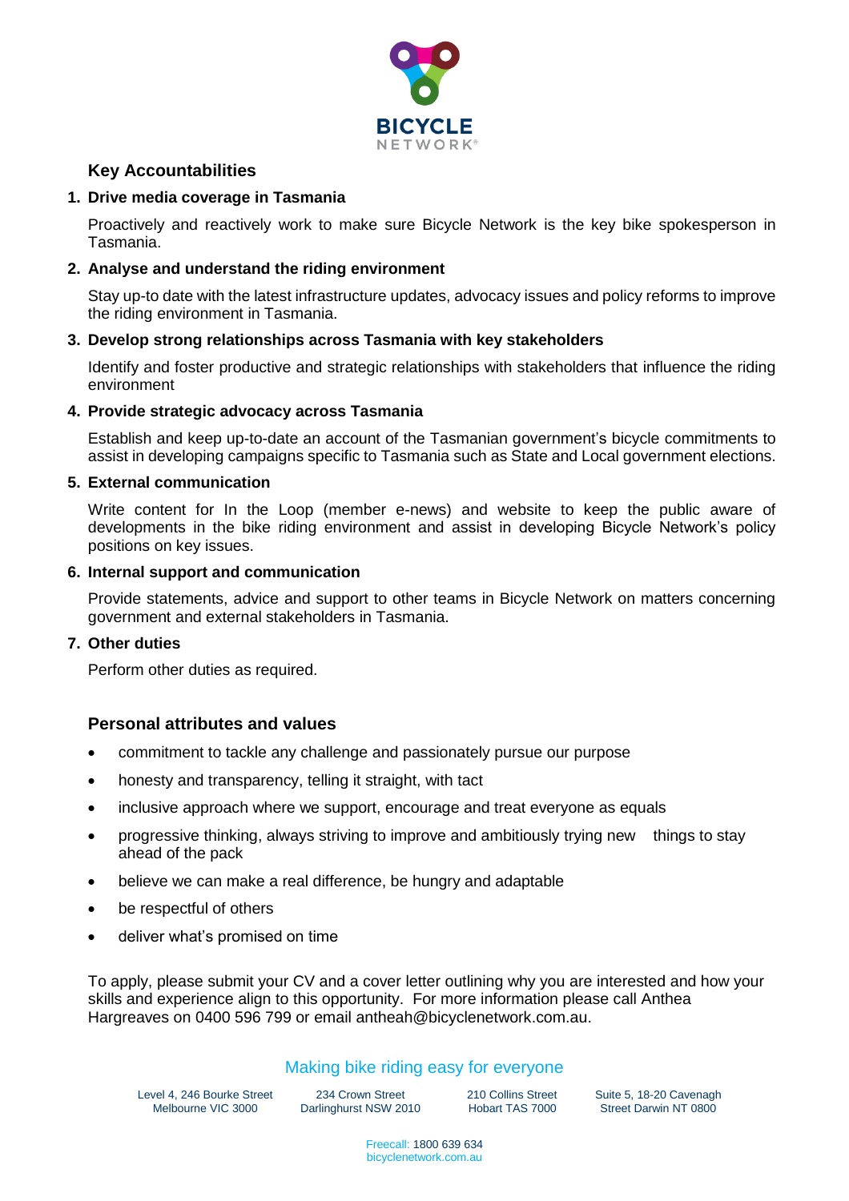## Key Accountabilities

1. **Drive media coverage in Tasmania**

   Proactively and reactively work to make sure Bicycle Network is the key bike spokesperson in Tasmania.

2. **Analyse and understand the riding environment**

   Stay up-to date with the latest infrastructure updates, advocacy issues and policy reforms to improve the riding environment in Tasmania.

3. **Develop strong relationships across Tasmania with key stakeholders**

   Identify and foster productive and strategic relationships with stakeholders that influence the riding environment

4. **Provide strategic advocacy across Tasmania**

   Establish and keep up-to-date an account of the Tasmanian government's bicycle commitments to assist in developing campaigns specific to Tasmania such as State and Local government elections.

5. **External communication**

   Write content for In the Loop (member e-news) and website to keep the public aware of developments in the bike riding environment and assist in developing Bicycle Network's policy positions on key issues.

6. **Internal support and communication**

   Provide statements, advice and support to other teams in Bicycle Network on matters concerning government and external stakeholders in Tasmania.

7. **Other duties**

   Perform other duties as required.

## Personal attributes and values

- commitment to tackle any challenge and passionately pursue our purpose
- honesty and transparency, telling it straight, with tact
- inclusive approach where we support, encourage and treat everyone as equals
- progressive thinking, always striving to improve and ambitiously trying new things to stay ahead of the pack
- believe we can make a real difference, be hungry and adaptable
- be respectful of others
- deliver what's promised on time

To apply, please submit your CV and a cover letter outlining why you are interested and how your skills and experience align to this opportunity. For more information please call Anthea Hargreaves on 0400 596 799 or email antheah@bicyclenetwork.com.au.

Making bike riding easy for everyone

Level 4, 246 Bourke Street Melbourne VIC 3000

234 Crown Street Darlinghurst NSW 2010

210 Collins Street Hobart TAS 7000

Suite 5, 18-20 Cavenagh Street Darwin NT 0800

Freecall: 1800 639 634
bicyclenetwork.com.au